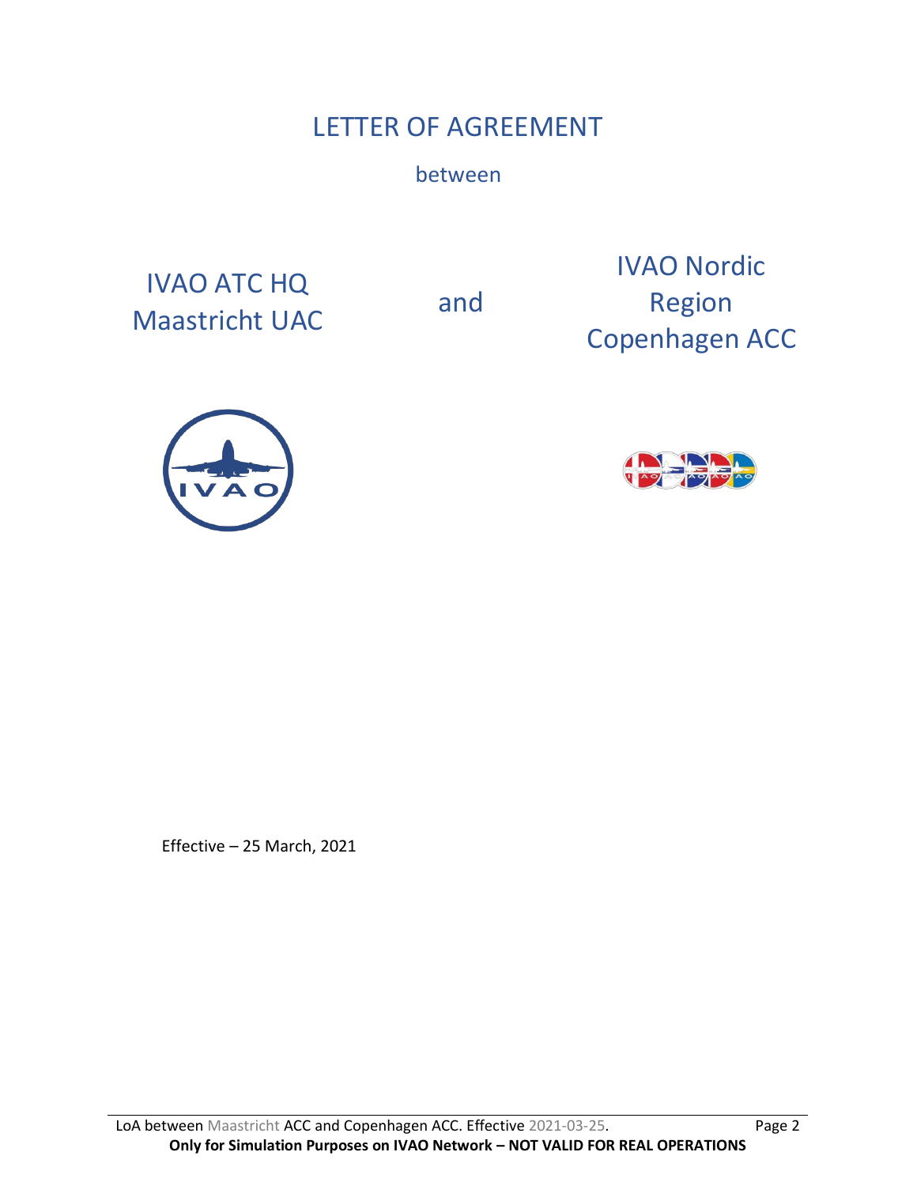# LETTER OF AGREEMENT

between

IVAO ATC HQ
Maastricht UAC

and

IVAO Nordic Region
Copenhagen ACC

Effective – 25 March, 2021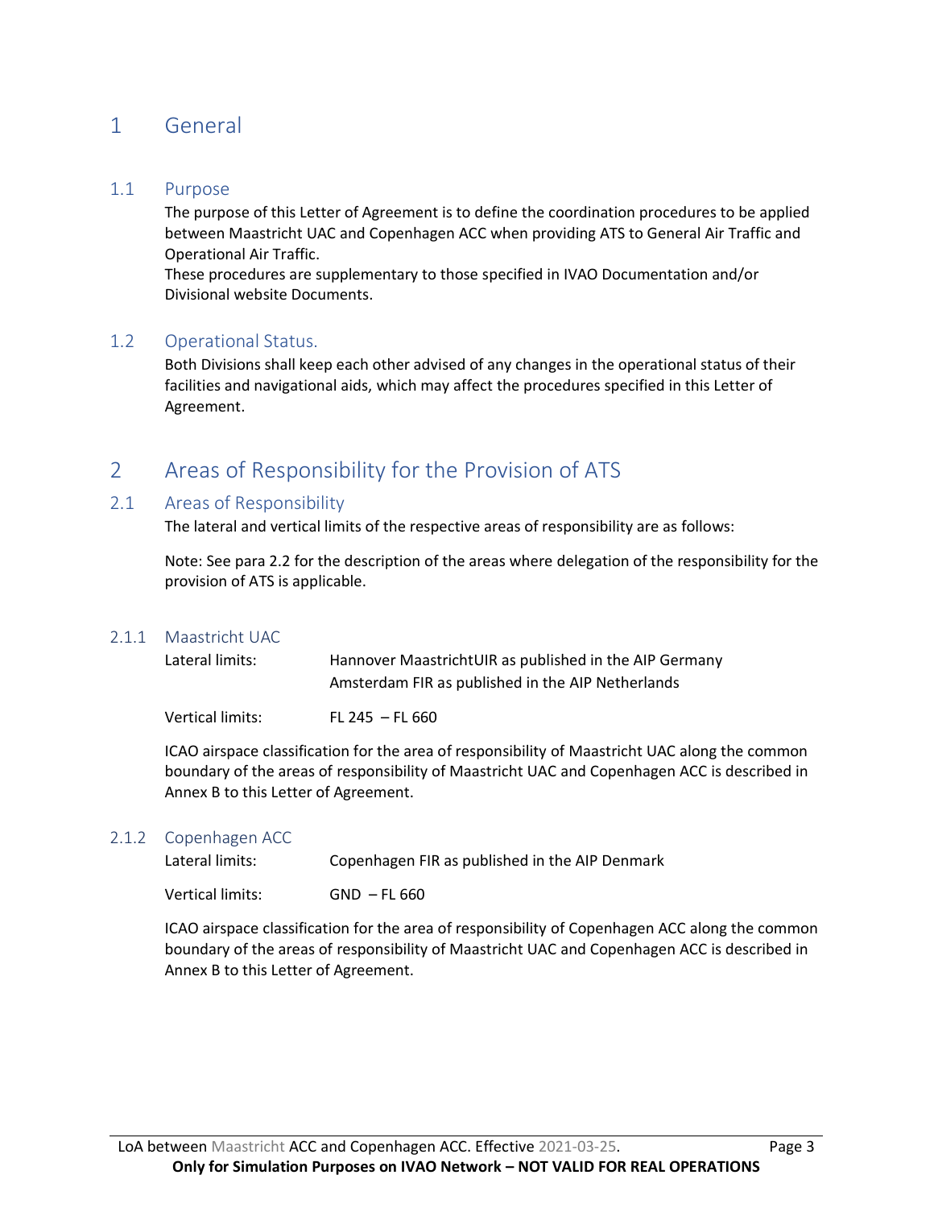# 1 General

## 1.1 Purpose

The purpose of this Letter of Agreement is to define the coordination procedures to be applied between Maastricht UAC and Copenhagen ACC when providing ATS to General Air Traffic and Operational Air Traffic.
These procedures are supplementary to those specified in IVAO Documentation and/or Divisional website Documents.

## 1.2 Operational Status.

Both Divisions shall keep each other advised of any changes in the operational status of their facilities and navigational aids, which may affect the procedures specified in this Letter of Agreement.

# 2 Areas of Responsibility for the Provision of ATS

## 2.1 Areas of Responsibility

The lateral and vertical limits of the respective areas of responsibility are as follows:

Note: See para 2.2 for the description of the areas where delegation of the responsibility for the provision of ATS is applicable.

### 2.1.1 Maastricht UAC

Lateral limits: Hannover MaastrichtUIR as published in the AIP Germany
Amsterdam FIR as published in the AIP Netherlands

Vertical limits: FL 245 – FL 660

ICAO airspace classification for the area of responsibility of Maastricht UAC along the common boundary of the areas of responsibility of Maastricht UAC and Copenhagen ACC is described in Annex B to this Letter of Agreement.

### 2.1.2 Copenhagen ACC

Lateral limits: Copenhagen FIR as published in the AIP Denmark

Vertical limits: GND – FL 660

ICAO airspace classification for the area of responsibility of Copenhagen ACC along the common boundary of the areas of responsibility of Maastricht UAC and Copenhagen ACC is described in Annex B to this Letter of Agreement.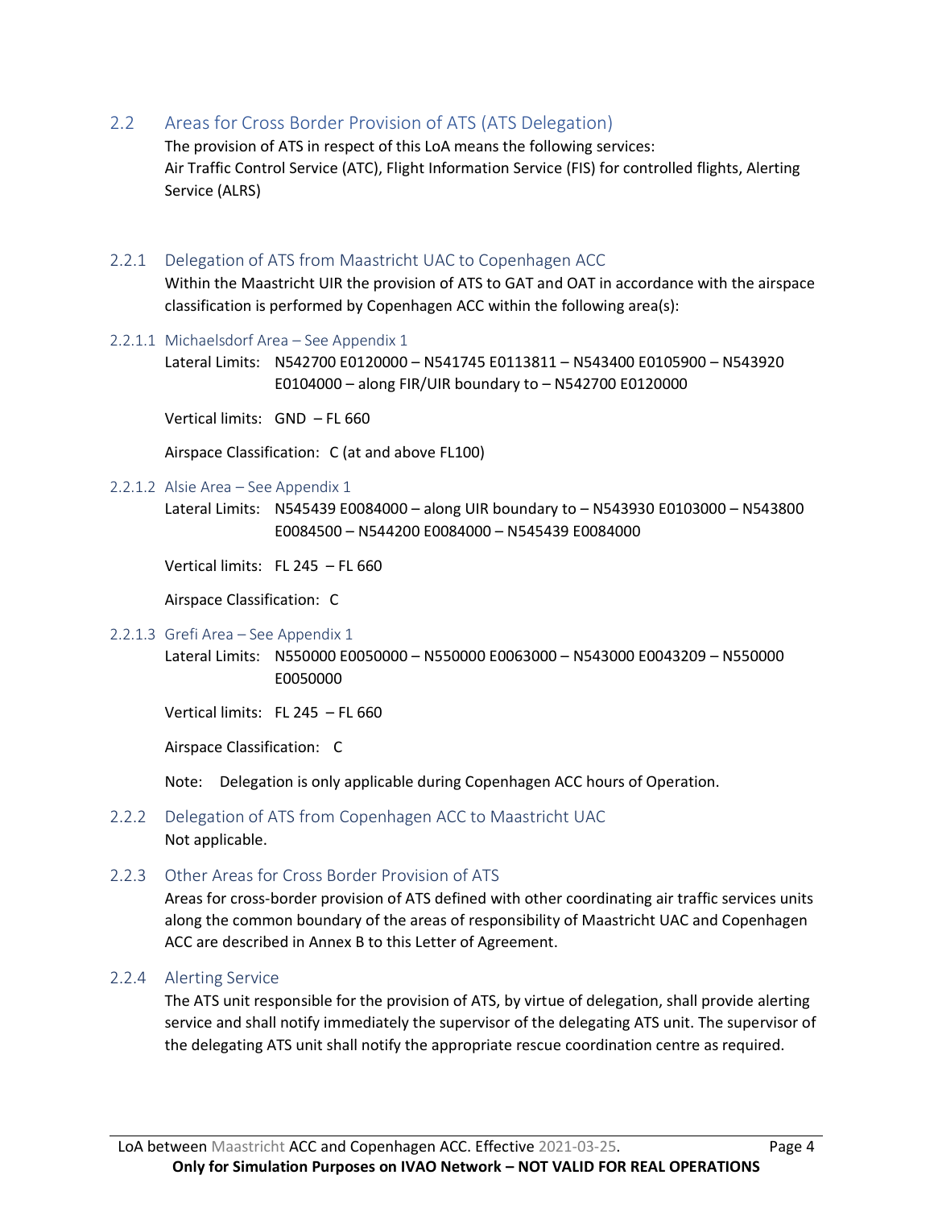## 2.2 Areas for Cross Border Provision of ATS (ATS Delegation)

The provision of ATS in respect of this LoA means the following services:
Air Traffic Control Service (ATC), Flight Information Service (FIS) for controlled flights, Alerting Service (ALRS)

### 2.2.1 Delegation of ATS from Maastricht UAC to Copenhagen ACC

Within the Maastricht UIR the provision of ATS to GAT and OAT in accordance with the airspace classification is performed by Copenhagen ACC within the following area(s):

#### 2.2.1.1 Michaelsdorf Area – See Appendix 1

Lateral Limits: N542700 E0120000 – N541745 E0113811 – N543400 E0105900 – N543920 E0104000 – along FIR/UIR boundary to – N542700 E0120000

Vertical limits: GND – FL 660

Airspace Classification: C (at and above FL100)

#### 2.2.1.2 Alsie Area – See Appendix 1

Lateral Limits: N545439 E0084000 – along UIR boundary to – N543930 E0103000 – N543800 E0084500 – N544200 E0084000 – N545439 E0084000

Vertical limits: FL 245 – FL 660

Airspace Classification: C

#### 2.2.1.3 Grefi Area – See Appendix 1

Lateral Limits: N550000 E0050000 – N550000 E0063000 – N543000 E0043209 – N550000 E0050000

Vertical limits: FL 245 – FL 660

Airspace Classification: C

Note: Delegation is only applicable during Copenhagen ACC hours of Operation.

### 2.2.2 Delegation of ATS from Copenhagen ACC to Maastricht UAC

Not applicable.

### 2.2.3 Other Areas for Cross Border Provision of ATS

Areas for cross-border provision of ATS defined with other coordinating air traffic services units along the common boundary of the areas of responsibility of Maastricht UAC and Copenhagen ACC are described in Annex B to this Letter of Agreement.

### 2.2.4 Alerting Service

The ATS unit responsible for the provision of ATS, by virtue of delegation, shall provide alerting service and shall notify immediately the supervisor of the delegating ATS unit. The supervisor of the delegating ATS unit shall notify the appropriate rescue coordination centre as required.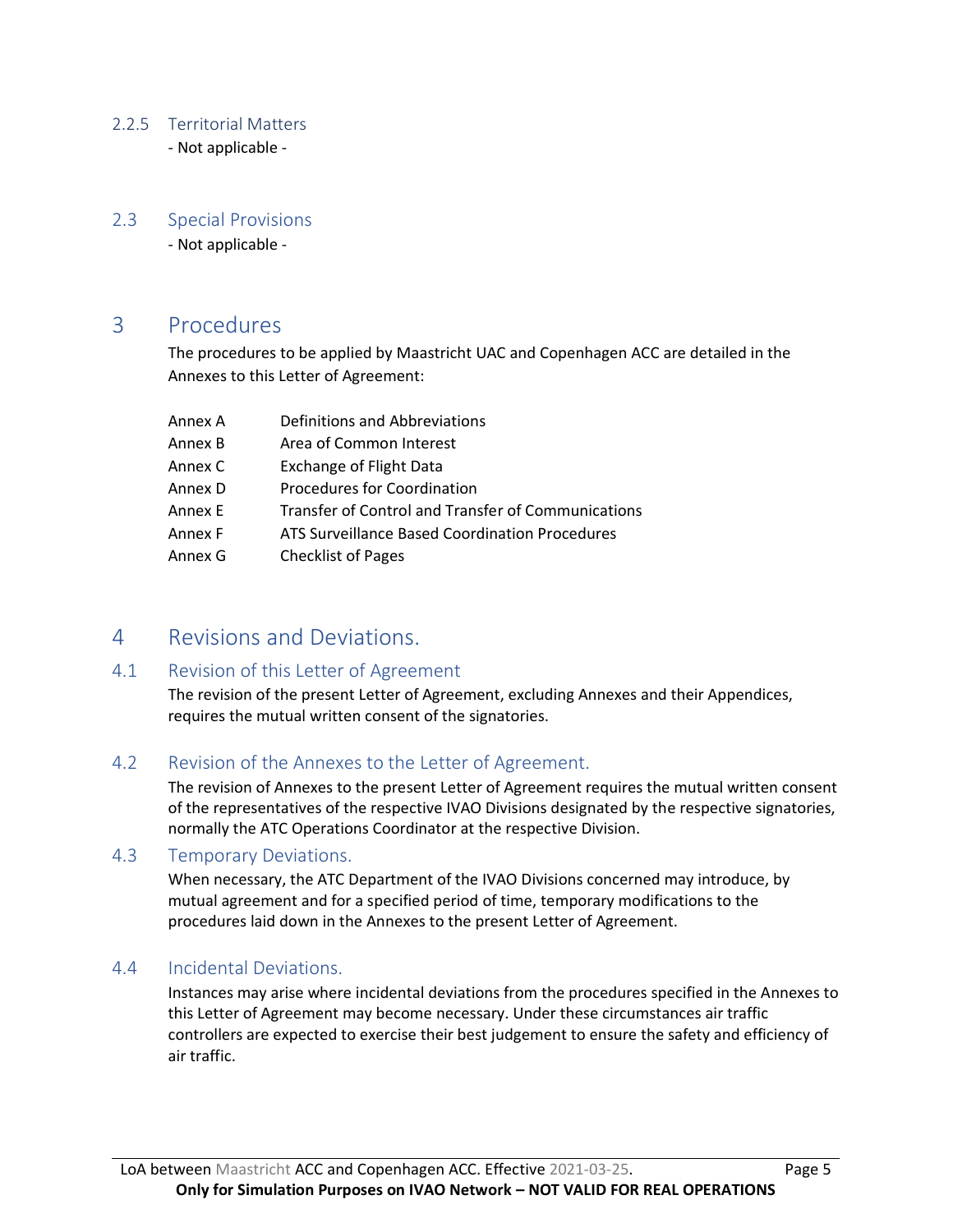### 2.2.5 Territorial Matters

- Not applicable -

## 2.3 Special Provisions

- Not applicable -

# 3 Procedures

The procedures to be applied by Maastricht UAC and Copenhagen ACC are detailed in the Annexes to this Letter of Agreement:

| | |
|---|---|
| Annex A | Definitions and Abbreviations |
| Annex B | Area of Common Interest |
| Annex C | Exchange of Flight Data |
| Annex D | Procedures for Coordination |
| Annex E | Transfer of Control and Transfer of Communications |
| Annex F | ATS Surveillance Based Coordination Procedures |
| Annex G | Checklist of Pages |

# 4 Revisions and Deviations.

## 4.1 Revision of this Letter of Agreement

The revision of the present Letter of Agreement, excluding Annexes and their Appendices, requires the mutual written consent of the signatories.

## 4.2 Revision of the Annexes to the Letter of Agreement.

The revision of Annexes to the present Letter of Agreement requires the mutual written consent of the representatives of the respective IVAO Divisions designated by the respective signatories, normally the ATC Operations Coordinator at the respective Division.

## 4.3 Temporary Deviations.

When necessary, the ATC Department of the IVAO Divisions concerned may introduce, by mutual agreement and for a specified period of time, temporary modifications to the procedures laid down in the Annexes to the present Letter of Agreement.

## 4.4 Incidental Deviations.

Instances may arise where incidental deviations from the procedures specified in the Annexes to this Letter of Agreement may become necessary. Under these circumstances air traffic controllers are expected to exercise their best judgement to ensure the safety and efficiency of air traffic.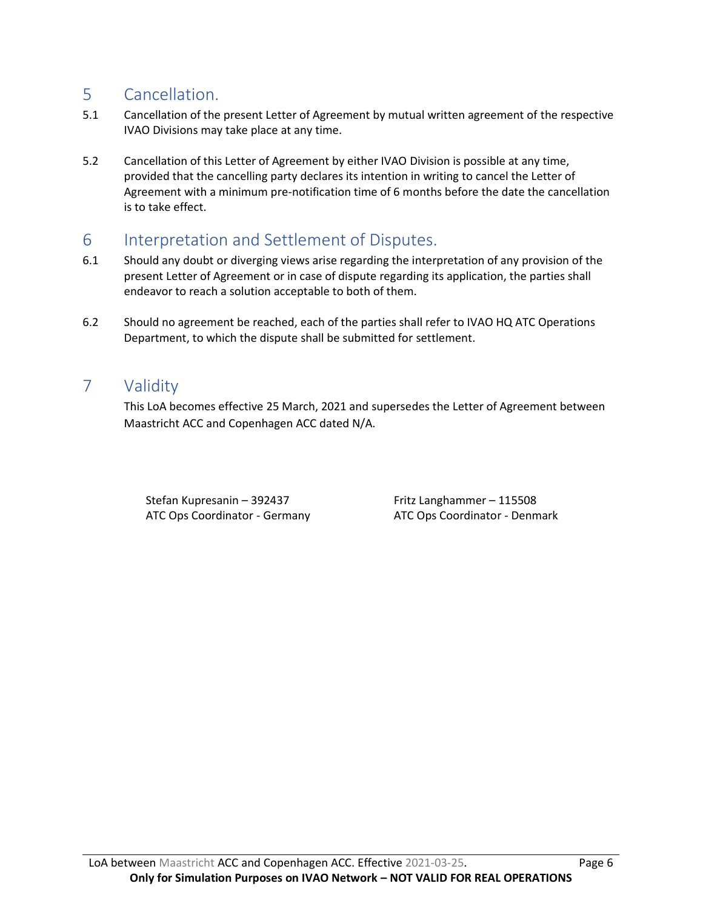## 5 Cancellation.

5.1 Cancellation of the present Letter of Agreement by mutual written agreement of the respective IVAO Divisions may take place at any time.

5.2 Cancellation of this Letter of Agreement by either IVAO Division is possible at any time, provided that the cancelling party declares its intention in writing to cancel the Letter of Agreement with a minimum pre-notification time of 6 months before the date the cancellation is to take effect.

## 6 Interpretation and Settlement of Disputes.

6.1 Should any doubt or diverging views arise regarding the interpretation of any provision of the present Letter of Agreement or in case of dispute regarding its application, the parties shall endeavor to reach a solution acceptable to both of them.

6.2 Should no agreement be reached, each of the parties shall refer to IVAO HQ ATC Operations Department, to which the dispute shall be submitted for settlement.

## 7 Validity

This LoA becomes effective 25 March, 2021 and supersedes the Letter of Agreement between Maastricht ACC and Copenhagen ACC dated N/A.

| | |
|---|---|
| Stefan Kupresanin – 392437 | Fritz Langhammer – 115508 |
| ATC Ops Coordinator - Germany | ATC Ops Coordinator - Denmark |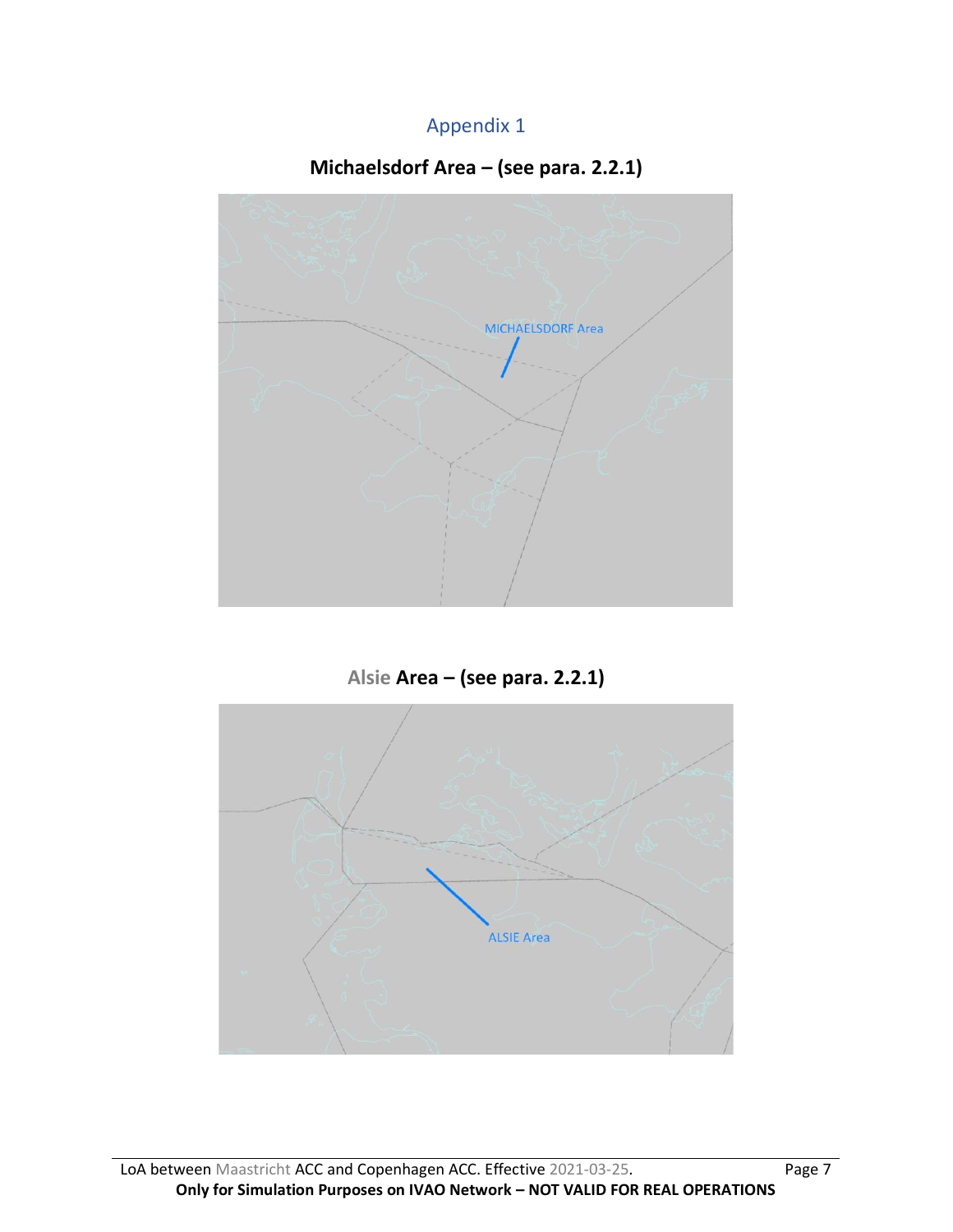## Appendix 1

**Michaelsdorf Area – (see para. 2.2.1)**

**Alsie Area – (see para. 2.2.1)**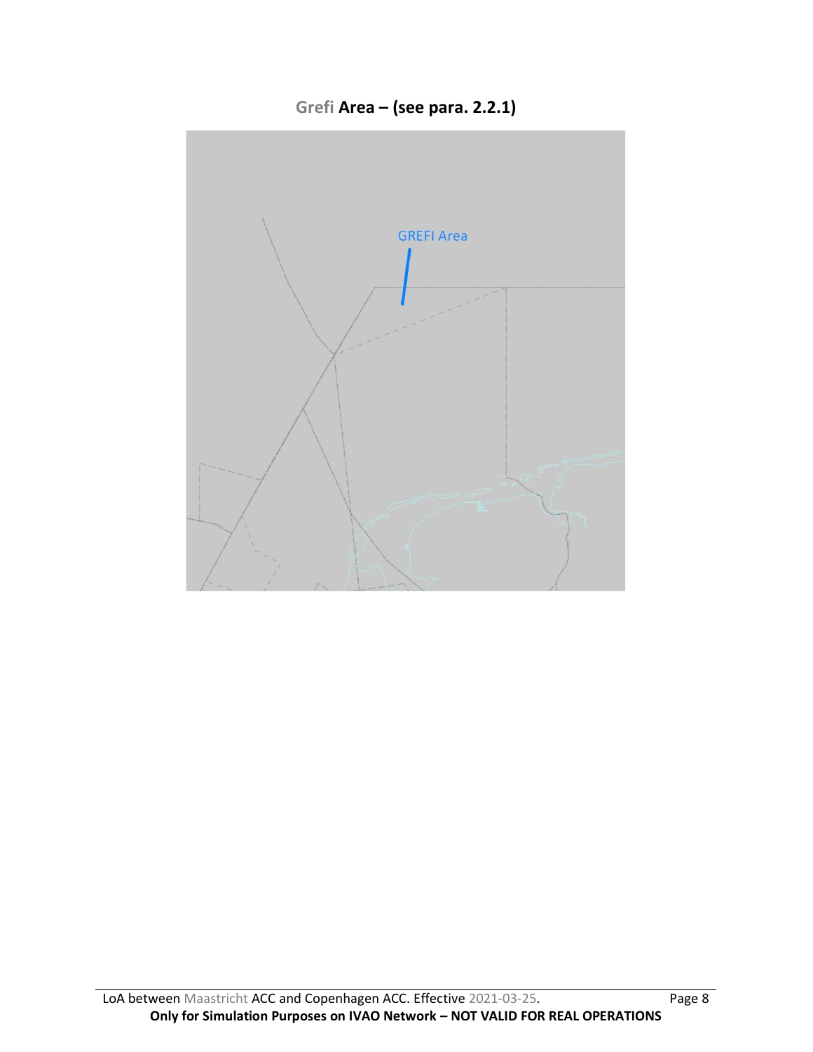## Grefi Area – (see para. 2.2.1)

GREFI Area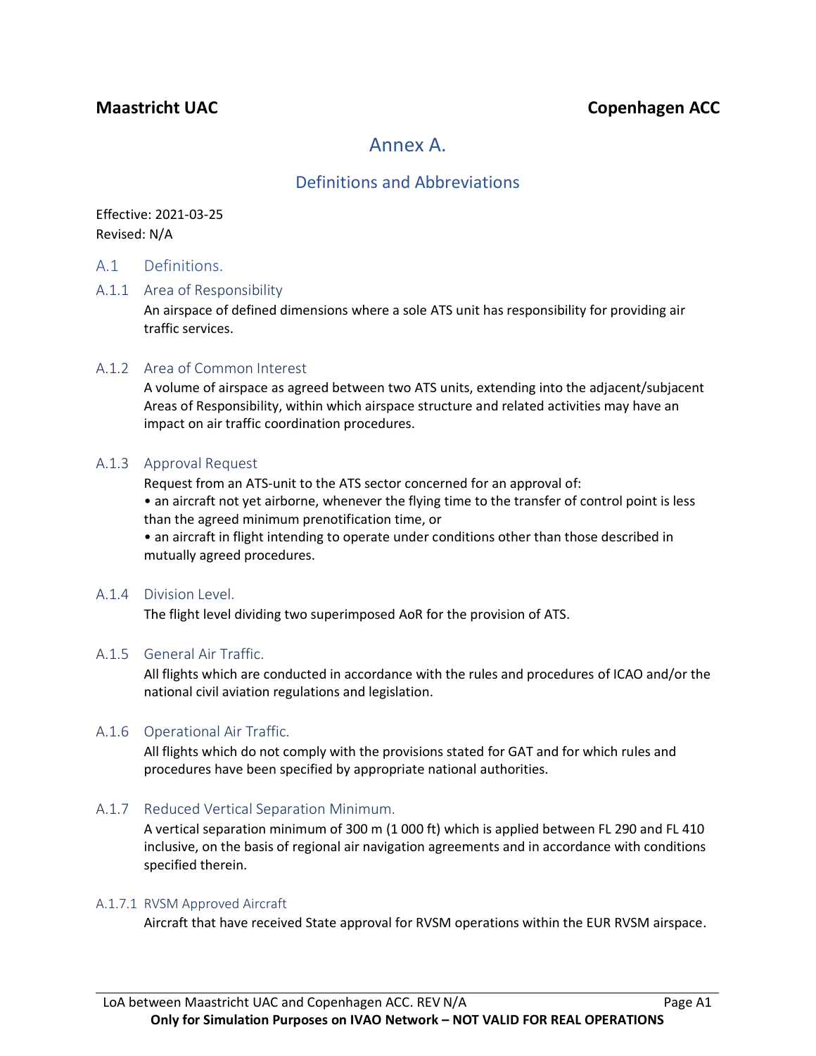**Maastricht UAC** **Copenhagen ACC**

# Annex A.

## Definitions and Abbreviations

Effective: 2021-03-25
Revised: N/A

### A.1 Definitions.

#### A.1.1 Area of Responsibility

An airspace of defined dimensions where a sole ATS unit has responsibility for providing air traffic services.

#### A.1.2 Area of Common Interest

A volume of airspace as agreed between two ATS units, extending into the adjacent/subjacent Areas of Responsibility, within which airspace structure and related activities may have an impact on air traffic coordination procedures.

#### A.1.3 Approval Request

Request from an ATS-unit to the ATS sector concerned for an approval of:

- an aircraft not yet airborne, whenever the flying time to the transfer of control point is less than the agreed minimum prenotification time, or
- an aircraft in flight intending to operate under conditions other than those described in mutually agreed procedures.

#### A.1.4 Division Level.

The flight level dividing two superimposed AoR for the provision of ATS.

#### A.1.5 General Air Traffic.

All flights which are conducted in accordance with the rules and procedures of ICAO and/or the national civil aviation regulations and legislation.

#### A.1.6 Operational Air Traffic.

All flights which do not comply with the provisions stated for GAT and for which rules and procedures have been specified by appropriate national authorities.

#### A.1.7 Reduced Vertical Separation Minimum.

A vertical separation minimum of 300 m (1 000 ft) which is applied between FL 290 and FL 410 inclusive, on the basis of regional air navigation agreements and in accordance with conditions specified therein.

##### A.1.7.1 RVSM Approved Aircraft

Aircraft that have received State approval for RVSM operations within the EUR RVSM airspace.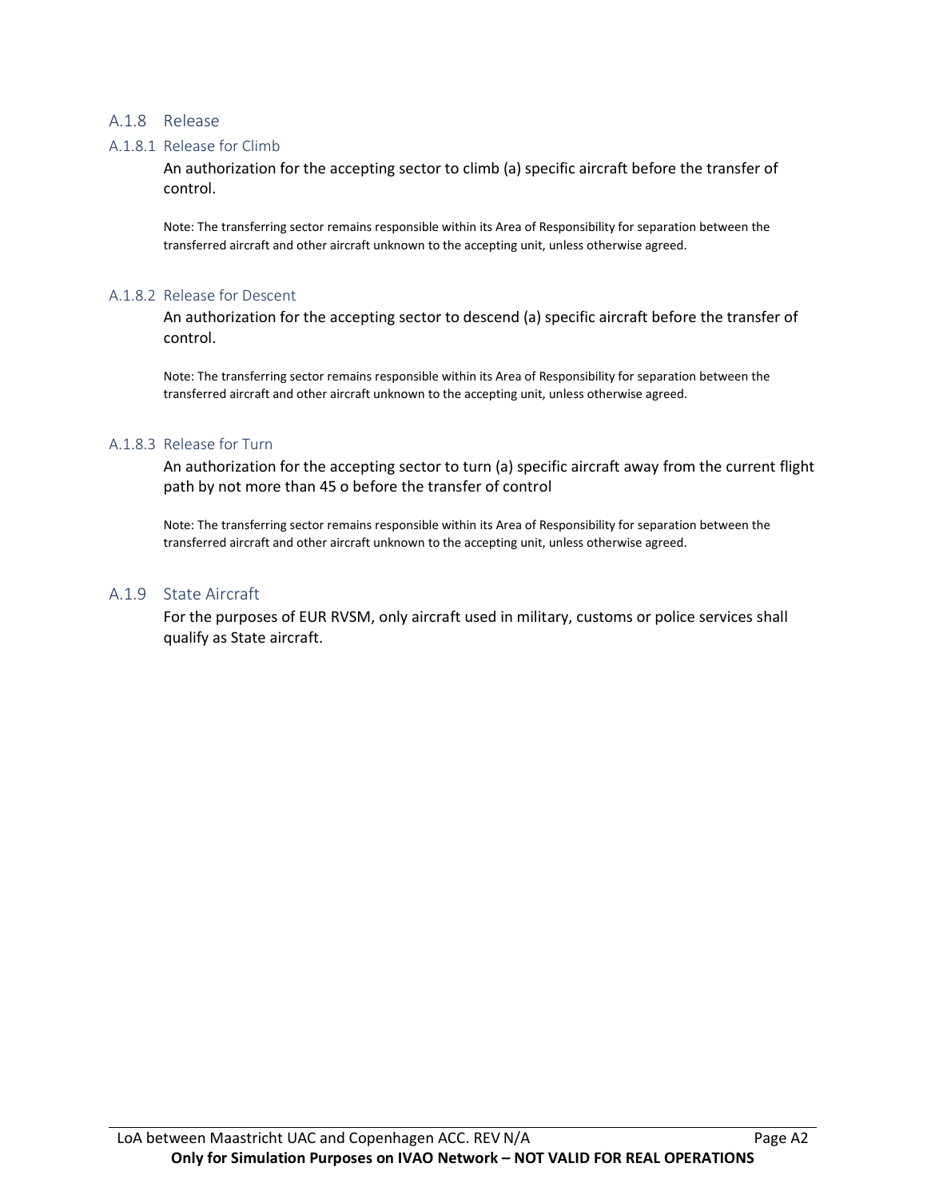## A.1.8 Release

### A.1.8.1 Release for Climb

An authorization for the accepting sector to climb (a) specific aircraft before the transfer of control.

Note: The transferring sector remains responsible within its Area of Responsibility for separation between the transferred aircraft and other aircraft unknown to the accepting unit, unless otherwise agreed.

### A.1.8.2 Release for Descent

An authorization for the accepting sector to descend (a) specific aircraft before the transfer of control.

Note: The transferring sector remains responsible within its Area of Responsibility for separation between the transferred aircraft and other aircraft unknown to the accepting unit, unless otherwise agreed.

### A.1.8.3 Release for Turn

An authorization for the accepting sector to turn (a) specific aircraft away from the current flight path by not more than 45 o before the transfer of control

Note: The transferring sector remains responsible within its Area of Responsibility for separation between the transferred aircraft and other aircraft unknown to the accepting unit, unless otherwise agreed.

## A.1.9 State Aircraft

For the purposes of EUR RVSM, only aircraft used in military, customs or police services shall qualify as State aircraft.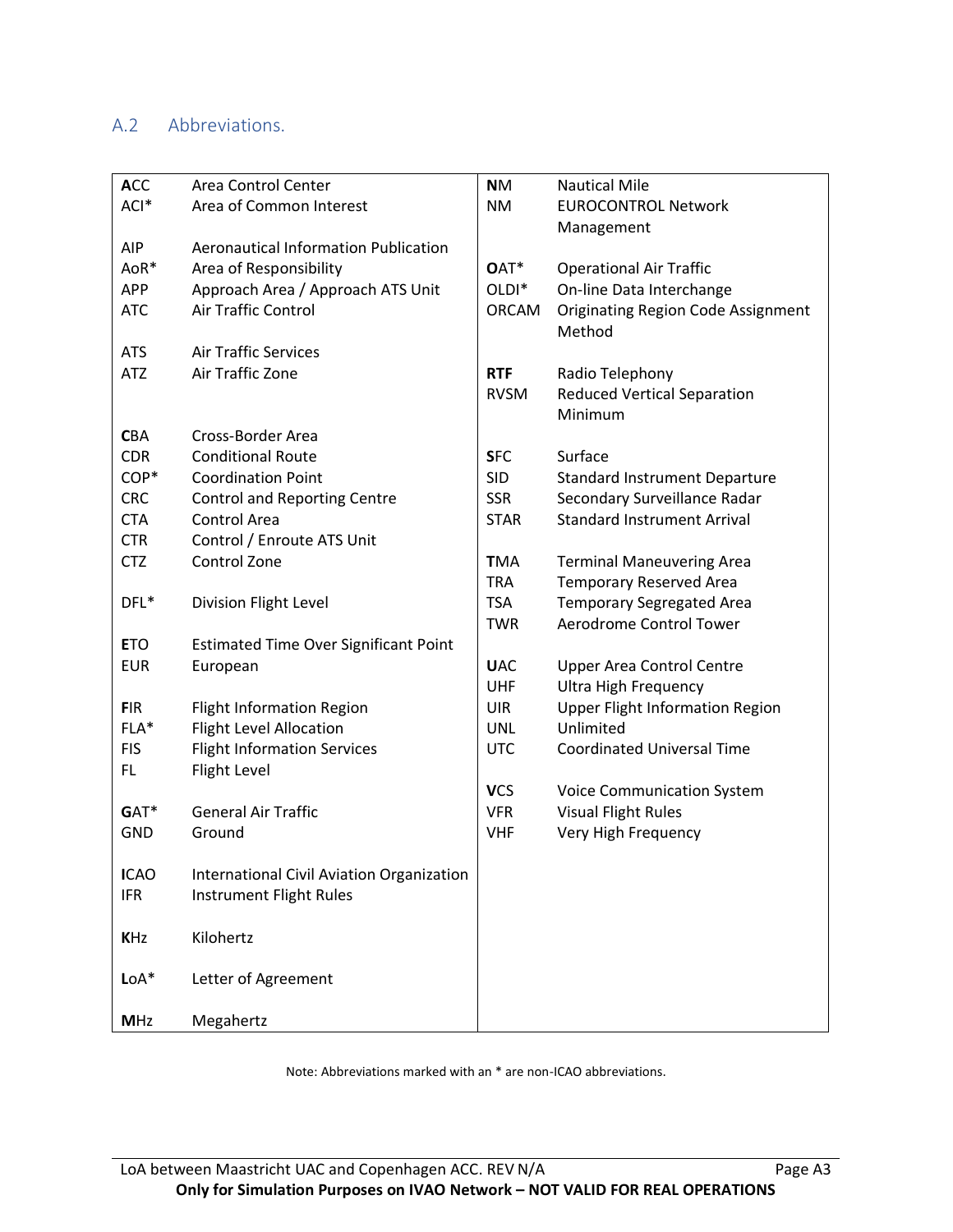## A.2 Abbreviations.

| | | | |
|---|---|---|---|
| **A**CC | Area Control Center | **N**M | Nautical Mile |
| ACI* | Area of Common Interest | NM | EUROCONTROL Network Management |
| AIP | Aeronautical Information Publication | | |
| AoR* | Area of Responsibility | **O**AT* | Operational Air Traffic |
| APP | Approach Area / Approach ATS Unit | OLDI* | On-line Data Interchange |
| ATC | Air Traffic Control | ORCAM | Originating Region Code Assignment Method |
| ATS | Air Traffic Services | | |
| ATZ | Air Traffic Zone | **RTF** | Radio Telephony |
| | | RVSM | Reduced Vertical Separation Minimum |
| **C**BA | Cross-Border Area | | |
| CDR | Conditional Route | **S**FC | Surface |
| COP* | Coordination Point | SID | Standard Instrument Departure |
| CRC | Control and Reporting Centre | SSR | Secondary Surveillance Radar |
| CTA | Control Area | STAR | Standard Instrument Arrival |
| CTR | Control / Enroute ATS Unit | | |
| CTZ | Control Zone | **T**MA | Terminal Maneuvering Area |
| | | TRA | Temporary Reserved Area |
| DFL* | Division Flight Level | TSA | Temporary Segregated Area |
| | | TWR | Aerodrome Control Tower |
| **E**TO | Estimated Time Over Significant Point | | |
| EUR | European | **U**AC | Upper Area Control Centre |
| | | UHF | Ultra High Frequency |
| **F**IR | Flight Information Region | UIR | Upper Flight Information Region |
| FLA* | Flight Level Allocation | UNL | Unlimited |
| FIS | Flight Information Services | UTC | Coordinated Universal Time |
| FL | Flight Level | | |
| | | **V**CS | Voice Communication System |
| **G**AT* | General Air Traffic | VFR | Visual Flight Rules |
| GND | Ground | VHF | Very High Frequency |
| **I**CAO | International Civil Aviation Organization | | |
| IFR | Instrument Flight Rules | | |
| **K**Hz | Kilohertz | | |
| **L**oA* | Letter of Agreement | | |
| **M**Hz | Megahertz | | |

Note: Abbreviations marked with an * are non-ICAO abbreviations.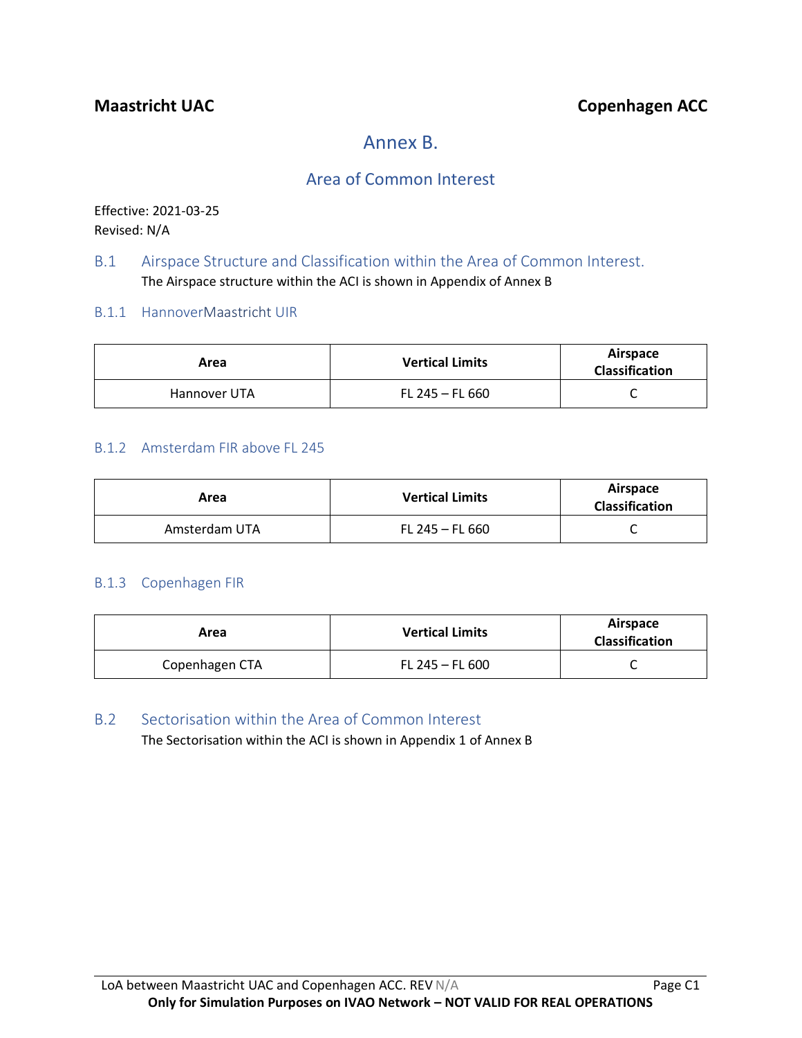Maastricht UAC | Copenhagen ACC

# Annex B.

## Area of Common Interest

Effective: 2021-03-25
Revised: N/A

### B.1 Airspace Structure and Classification within the Area of Common Interest.

The Airspace structure within the ACI is shown in Appendix of Annex B

#### B.1.1 HannoverMaastricht UIR

| Area | Vertical Limits | Airspace Classification |
|---|---|---|
| Hannover UTA | FL 245 – FL 660 | C |

#### B.1.2 Amsterdam FIR above FL 245

| Area | Vertical Limits | Airspace Classification |
|---|---|---|
| Amsterdam UTA | FL 245 – FL 660 | C |

#### B.1.3 Copenhagen FIR

| Area | Vertical Limits | Airspace Classification |
|---|---|---|
| Copenhagen CTA | FL 245 – FL 600 | C |

### B.2 Sectorisation within the Area of Common Interest

The Sectorisation within the ACI is shown in Appendix 1 of Annex B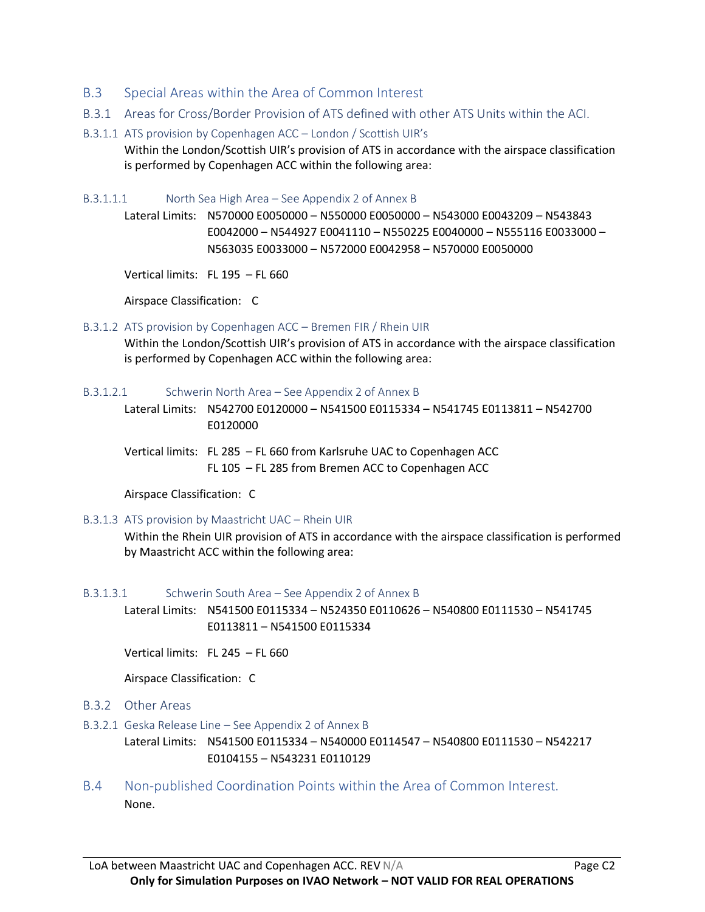## B.3 Special Areas within the Area of Common Interest

### B.3.1 Areas for Cross/Border Provision of ATS defined with other ATS Units within the ACI.

#### B.3.1.1 ATS provision by Copenhagen ACC – London / Scottish UIR's

Within the London/Scottish UIR's provision of ATS in accordance with the airspace classification is performed by Copenhagen ACC within the following area:

##### B.3.1.1.1 North Sea High Area – See Appendix 2 of Annex B

Lateral Limits: N570000 E0050000 – N550000 E0050000 – N543000 E0043209 – N543843 E0042000 – N544927 E0041110 – N550225 E0040000 – N555116 E0033000 – N563035 E0033000 – N572000 E0042958 – N570000 E0050000

Vertical limits: FL 195 – FL 660

Airspace Classification: C

#### B.3.1.2 ATS provision by Copenhagen ACC – Bremen FIR / Rhein UIR

Within the London/Scottish UIR's provision of ATS in accordance with the airspace classification is performed by Copenhagen ACC within the following area:

##### B.3.1.2.1 Schwerin North Area – See Appendix 2 of Annex B

Lateral Limits: N542700 E0120000 – N541500 E0115334 – N541745 E0113811 – N542700 E0120000

Vertical limits: FL 285 – FL 660 from Karlsruhe UAC to Copenhagen ACC
FL 105 – FL 285 from Bremen ACC to Copenhagen ACC

Airspace Classification: C

#### B.3.1.3 ATS provision by Maastricht UAC – Rhein UIR

Within the Rhein UIR provision of ATS in accordance with the airspace classification is performed by Maastricht ACC within the following area:

##### B.3.1.3.1 Schwerin South Area – See Appendix 2 of Annex B

Lateral Limits: N541500 E0115334 – N524350 E0110626 – N540800 E0111530 – N541745 E0113811 – N541500 E0115334

Vertical limits: FL 245 – FL 660

Airspace Classification: C

### B.3.2 Other Areas

#### B.3.2.1 Geska Release Line – See Appendix 2 of Annex B

Lateral Limits: N541500 E0115334 – N540000 E0114547 – N540800 E0111530 – N542217 E0104155 – N543231 E0110129

## B.4 Non-published Coordination Points within the Area of Common Interest.

None.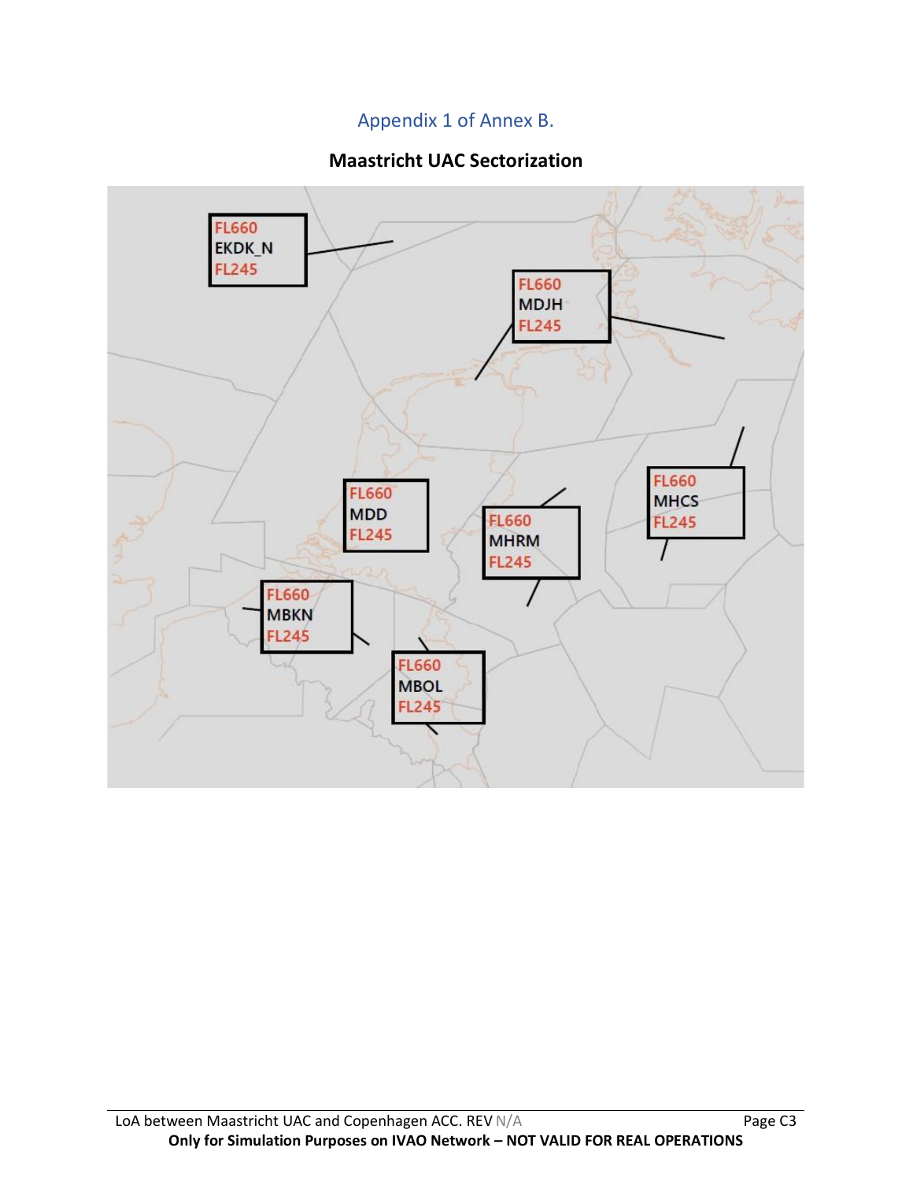Appendix 1 of Annex B.

**Maastricht UAC Sectorization**

FL660
EKDK_N
FL245

FL660
MDJH
FL245

FL660
MDD
FL245

FL660
MHRM
FL245

FL660
MHCS
FL245

FL660
MBKN
FL245

FL660
MBOL
FL245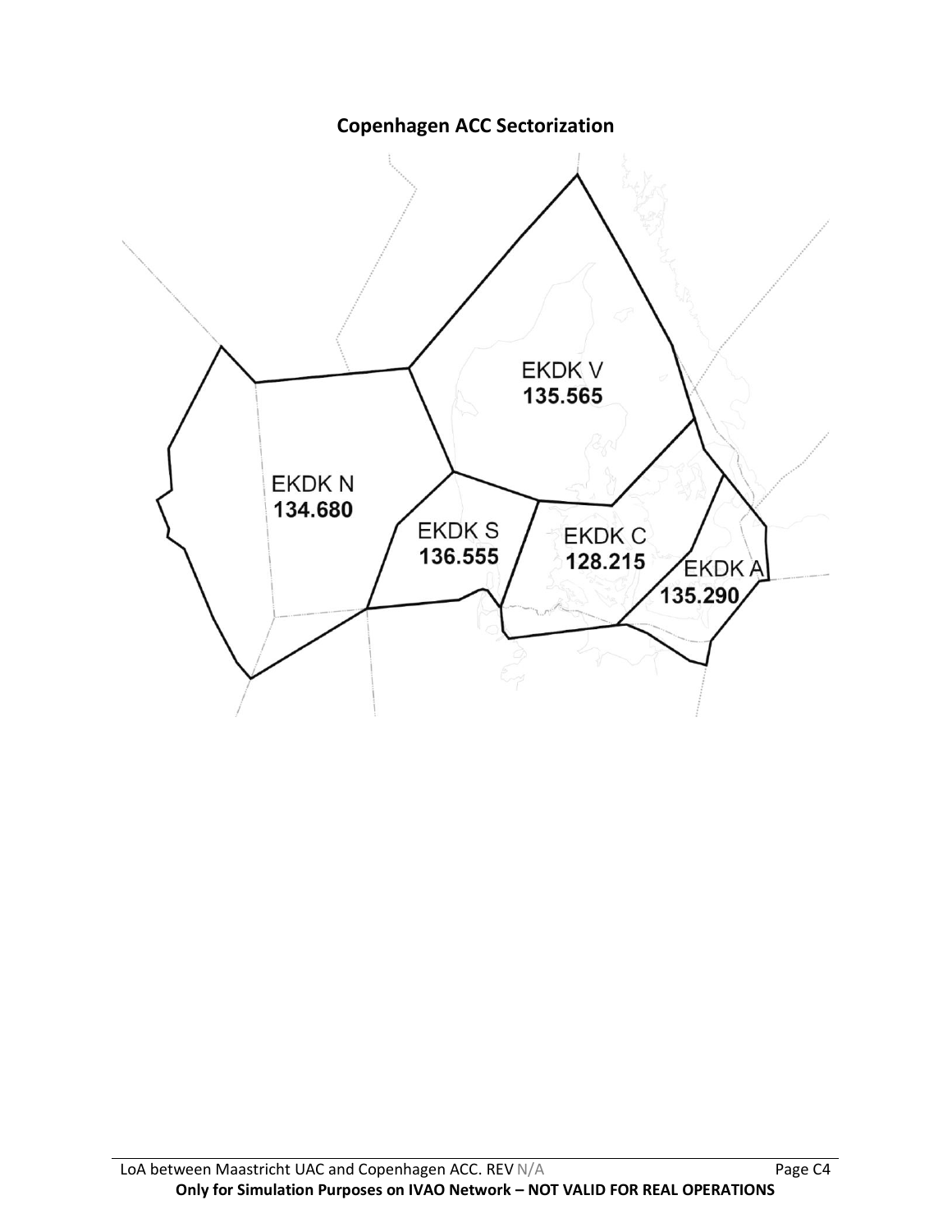## Copenhagen ACC Sectorization

EKDK V
135.565

EKDK N
134.680

EKDK S
136.555

EKDK C
128.215

EKDK A
135.290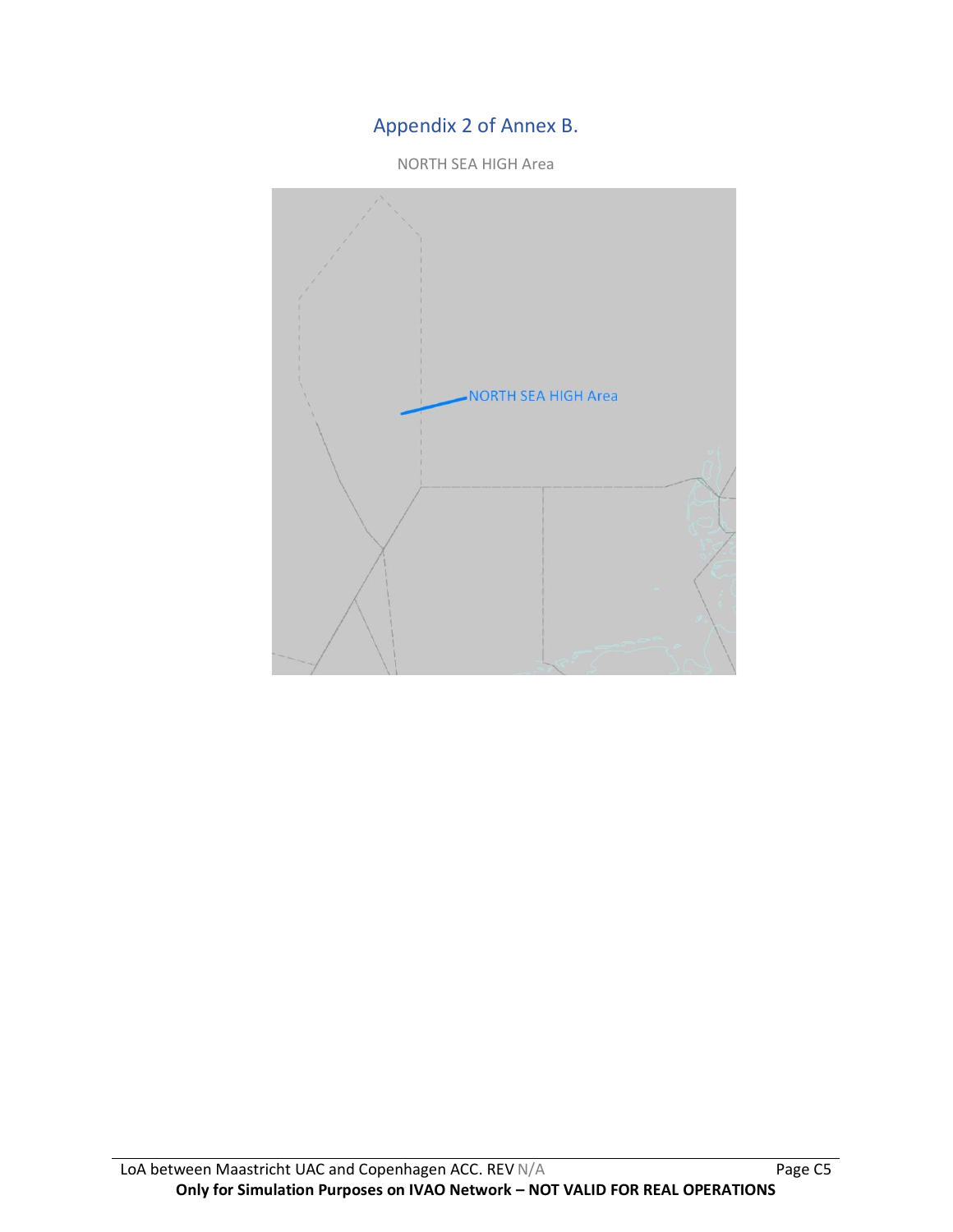## Appendix 2 of Annex B.

NORTH SEA HIGH Area

NORTH SEA HIGH Area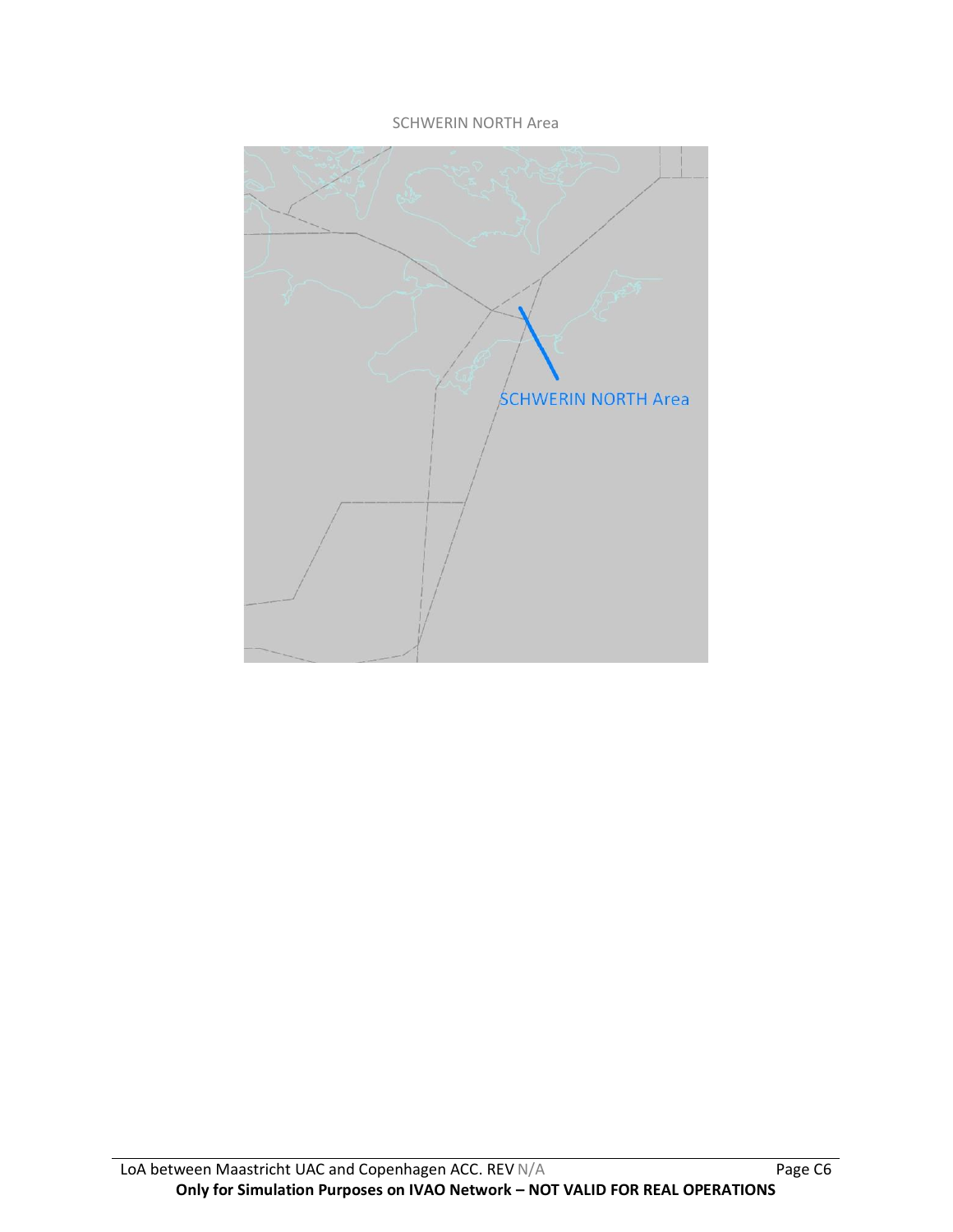SCHWERIN NORTH Area

SCHWERIN NORTH Area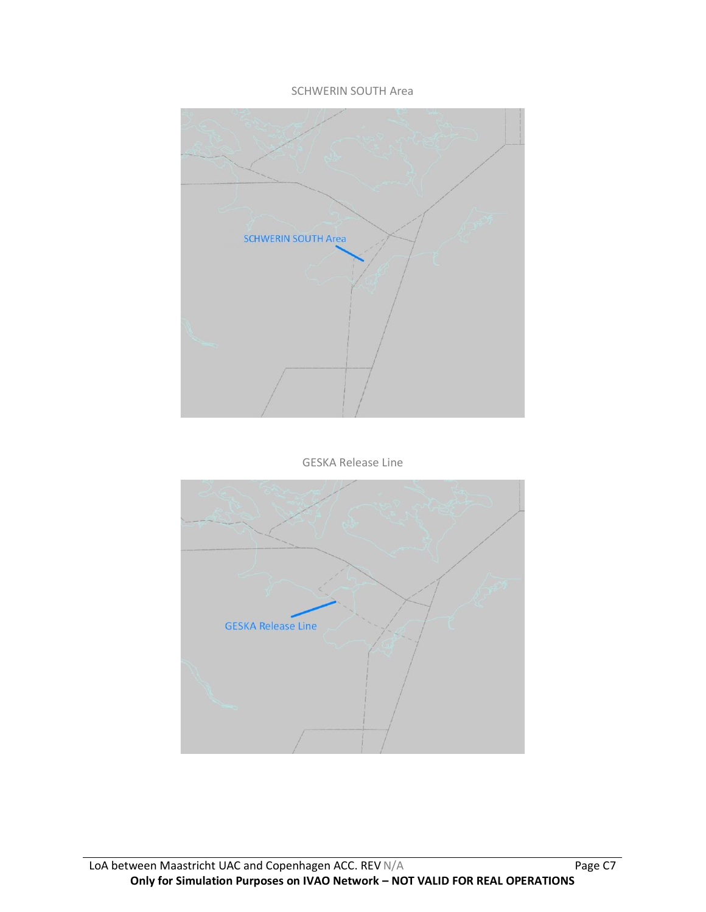SCHWERIN SOUTH Area

GESKA Release Line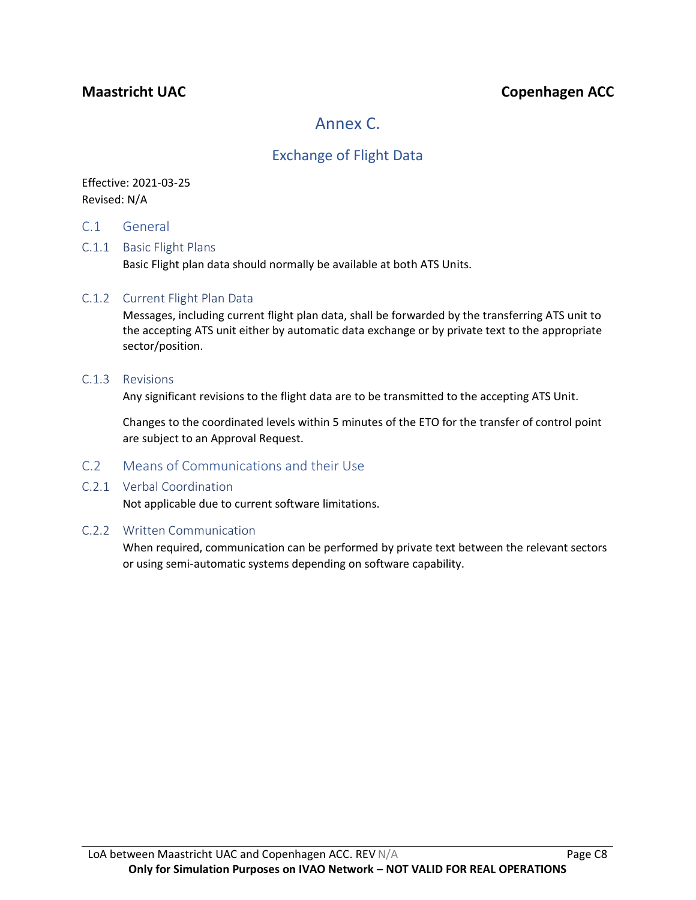# Annex C.

## Exchange of Flight Data

Effective: 2021-03-25
Revised: N/A

### C.1 General

#### C.1.1 Basic Flight Plans

Basic Flight plan data should normally be available at both ATS Units.

#### C.1.2 Current Flight Plan Data

Messages, including current flight plan data, shall be forwarded by the transferring ATS unit to the accepting ATS unit either by automatic data exchange or by private text to the appropriate sector/position.

#### C.1.3 Revisions

Any significant revisions to the flight data are to be transmitted to the accepting ATS Unit.

Changes to the coordinated levels within 5 minutes of the ETO for the transfer of control point are subject to an Approval Request.

### C.2 Means of Communications and their Use

#### C.2.1 Verbal Coordination

Not applicable due to current software limitations.

#### C.2.2 Written Communication

When required, communication can be performed by private text between the relevant sectors or using semi-automatic systems depending on software capability.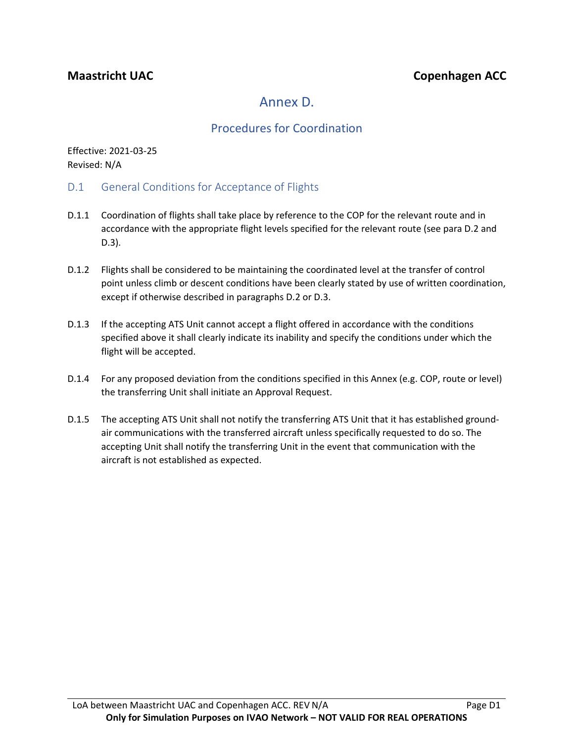**Maastricht UAC** **Copenhagen ACC**

# Annex D.

## Procedures for Coordination

Effective: 2021-03-25
Revised: N/A

### D.1 General Conditions for Acceptance of Flights

D.1.1 Coordination of flights shall take place by reference to the COP for the relevant route and in accordance with the appropriate flight levels specified for the relevant route (see para D.2 and D.3).

D.1.2 Flights shall be considered to be maintaining the coordinated level at the transfer of control point unless climb or descent conditions have been clearly stated by use of written coordination, except if otherwise described in paragraphs D.2 or D.3.

D.1.3 If the accepting ATS Unit cannot accept a flight offered in accordance with the conditions specified above it shall clearly indicate its inability and specify the conditions under which the flight will be accepted.

D.1.4 For any proposed deviation from the conditions specified in this Annex (e.g. COP, route or level) the transferring Unit shall initiate an Approval Request.

D.1.5 The accepting ATS Unit shall not notify the transferring ATS Unit that it has established ground-air communications with the transferred aircraft unless specifically requested to do so. The accepting Unit shall notify the transferring Unit in the event that communication with the aircraft is not established as expected.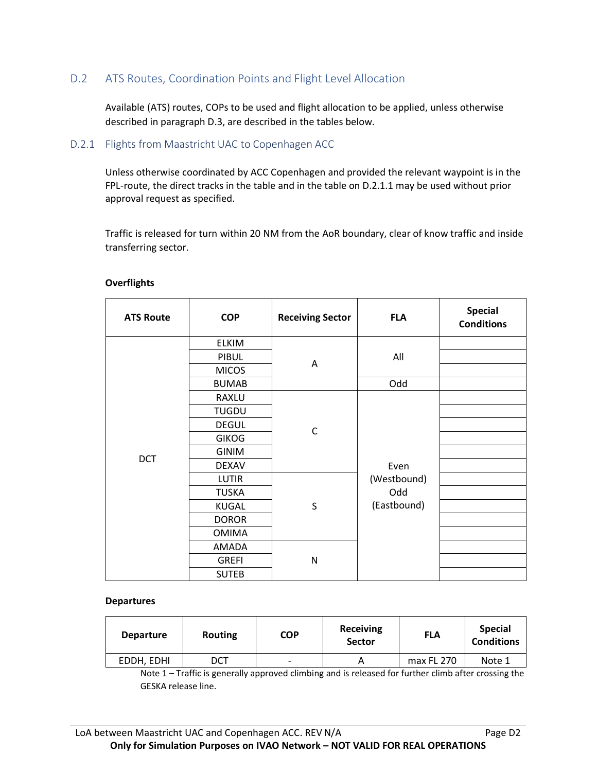## D.2 ATS Routes, Coordination Points and Flight Level Allocation

Available (ATS) routes, COPs to be used and flight allocation to be applied, unless otherwise described in paragraph D.3, are described in the tables below.

### D.2.1 Flights from Maastricht UAC to Copenhagen ACC

Unless otherwise coordinated by ACC Copenhagen and provided the relevant waypoint is in the FPL-route, the direct tracks in the table and in the table on D.2.1.1 may be used without prior approval request as specified.

Traffic is released for turn within 20 NM from the AoR boundary, clear of know traffic and inside transferring sector.

**Overflights**

| ATS Route | COP | Receiving Sector | FLA | Special Conditions |
|---|---|---|---|---|
| DCT | ELKIM | A | All | |
| | PIBUL | | | |
| | MICOS | | | |
| | BUMAB | | Odd | |
| | RAXLU | C | Even (Westbound) Odd (Eastbound) | |
| | TUGDU | | | |
| | DEGUL | | | |
| | GIKOG | | | |
| | GINIM | | | |
| | DEXAV | | | |
| | LUTIR | S | | |
| | TUSKA | | | |
| | KUGAL | | | |
| | DOROR | | | |
| | OMIMA | | | |
| | AMADA | N | | |
| | GREFI | | | |
| | SUTEB | | | |

**Departures**

| Departure | Routing | COP | Receiving Sector | FLA | Special Conditions |
|---|---|---|---|---|---|
| EDDH, EDHI | DCT | - | A | max FL 270 | Note 1 |

Note 1 – Traffic is generally approved climbing and is released for further climb after crossing the GESKA release line.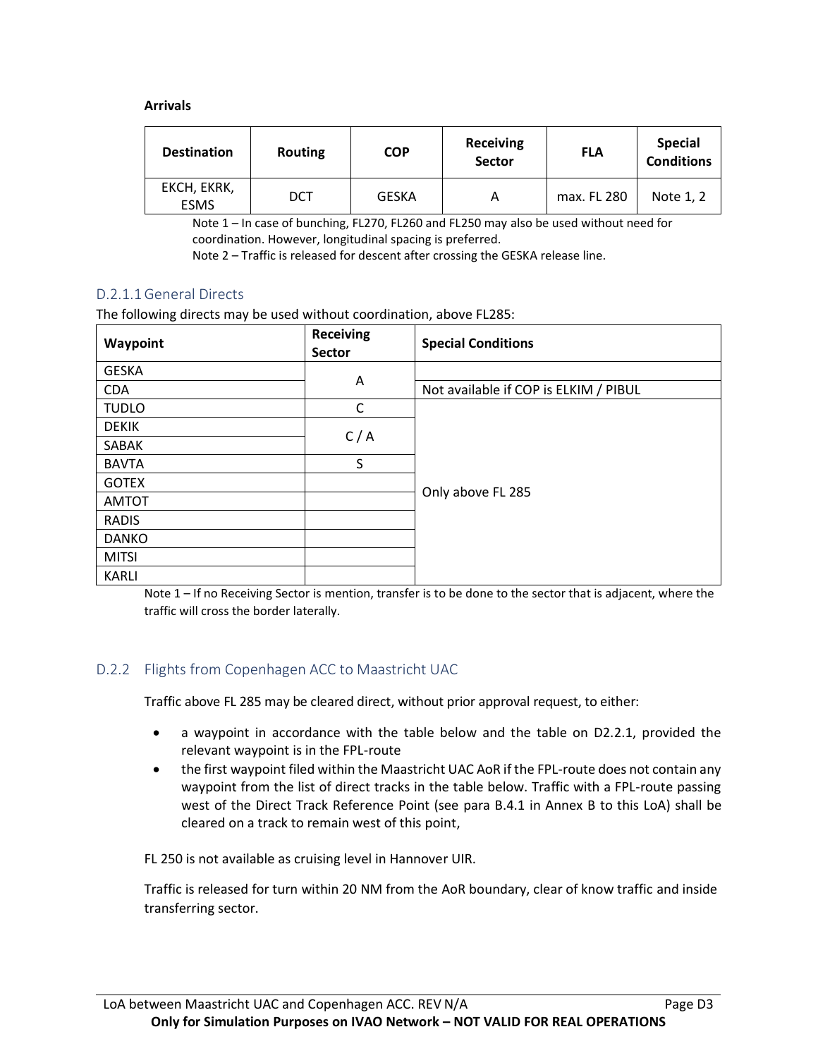**Arrivals**

| Destination | Routing | COP | Receiving Sector | FLA | Special Conditions |
|---|---|---|---|---|---|
| EKCH, EKRK, ESMS | DCT | GESKA | A | max. FL 280 | Note 1, 2 |

Note 1 – In case of bunching, FL270, FL260 and FL250 may also be used without need for coordination. However, longitudinal spacing is preferred.
Note 2 – Traffic is released for descent after crossing the GESKA release line.

### D.2.1.1 General Directs

The following directs may be used without coordination, above FL285:

| Waypoint | Receiving Sector | Special Conditions |
|---|---|---|
| GESKA | A | |
| CDA | | Not available if COP is ELKIM / PIBUL |
| TUDLO | C | Only above FL 285 |
| DEKIK | C / A | |
| SABAK | | |
| BAVTA | S | |
| GOTEX | | |
| AMTOT | | |
| RADIS | | |
| DANKO | | |
| MITSI | | |
| KARLI | | |

Note 1 – If no Receiving Sector is mention, transfer is to be done to the sector that is adjacent, where the traffic will cross the border laterally.

## D.2.2 Flights from Copenhagen ACC to Maastricht UAC

Traffic above FL 285 may be cleared direct, without prior approval request, to either:

- a waypoint in accordance with the table below and the table on D2.2.1, provided the relevant waypoint is in the FPL-route
- the first waypoint filed within the Maastricht UAC AoR if the FPL-route does not contain any waypoint from the list of direct tracks in the table below. Traffic with a FPL-route passing west of the Direct Track Reference Point (see para B.4.1 in Annex B to this LoA) shall be cleared on a track to remain west of this point,

FL 250 is not available as cruising level in Hannover UIR.

Traffic is released for turn within 20 NM from the AoR boundary, clear of know traffic and inside transferring sector.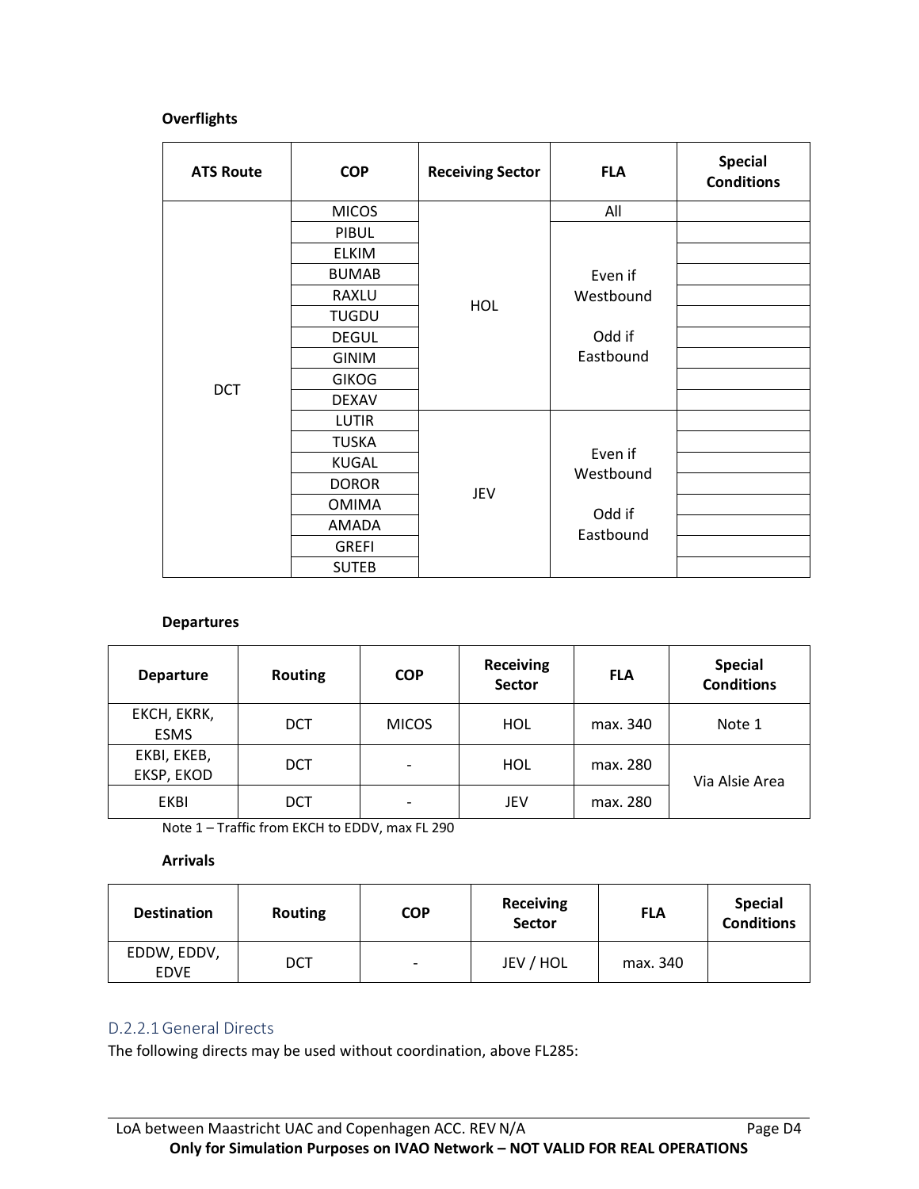**Overflights**

| ATS Route | COP | Receiving Sector | FLA | Special Conditions |
|---|---|---|---|---|
| DCT | MICOS | HOL | All | |
| | PIBUL | | Even if Westbound<br><br>Odd if Eastbound | |
| | ELKIM | | | |
| | BUMAB | | | |
| | RAXLU | | | |
| | TUGDU | | | |
| | DEGUL | | | |
| | GINIM | | | |
| | GIKOG | | | |
| | DEXAV | | | |
| | LUTIR | JEV | Even if Westbound<br><br>Odd if Eastbound | |
| | TUSKA | | | |
| | KUGAL | | | |
| | DOROR | | | |
| | OMIMA | | | |
| | AMADA | | | |
| | GREFI | | | |
| | SUTEB | | | |

**Departures**

| Departure | Routing | COP | Receiving Sector | FLA | Special Conditions |
|---|---|---|---|---|---|
| EKCH, EKRK, ESMS | DCT | MICOS | HOL | max. 340 | Note 1 |
| EKBI, EKEB, EKSP, EKOD | DCT | - | HOL | max. 280 | Via Alsie Area |
| EKBI | DCT | - | JEV | max. 280 | |

Note 1 – Traffic from EKCH to EDDV, max FL 290

**Arrivals**

| Destination | Routing | COP | Receiving Sector | FLA | Special Conditions |
|---|---|---|---|---|---|
| EDDW, EDDV, EDVE | DCT | - | JEV / HOL | max. 340 | |

### D.2.2.1 General Directs

The following directs may be used without coordination, above FL285: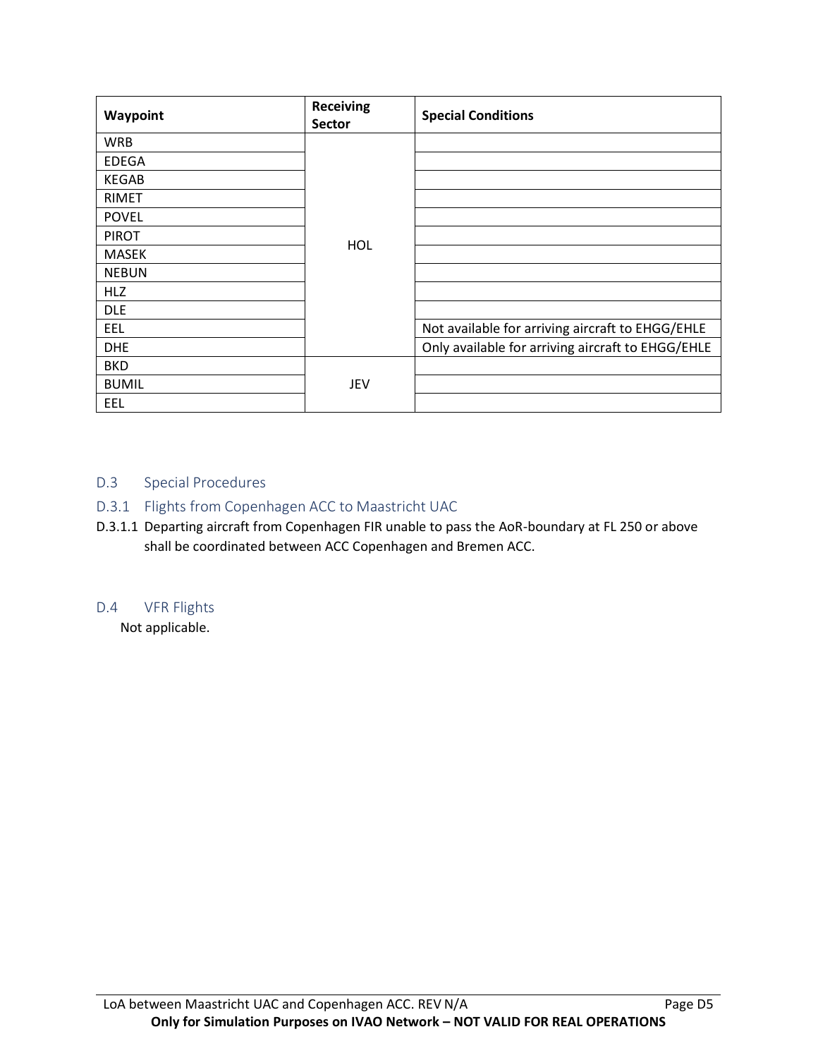| Waypoint | Receiving Sector | Special Conditions |
| --- | --- | --- |
| WRB | HOL | |
| EDEGA | | |
| KEGAB | | |
| RIMET | | |
| POVEL | | |
| PIROT | | |
| MASEK | | |
| NEBUN | | |
| HLZ | | |
| DLE | | |
| EEL | | Not available for arriving aircraft to EHGG/EHLE |
| DHE | | Only available for arriving aircraft to EHGG/EHLE |
| BKD | JEV | |
| BUMIL | | |
| EEL | | |

## D.3 Special Procedures

### D.3.1 Flights from Copenhagen ACC to Maastricht UAC

D.3.1.1 Departing aircraft from Copenhagen FIR unable to pass the AoR-boundary at FL 250 or above shall be coordinated between ACC Copenhagen and Bremen ACC.

## D.4 VFR Flights

Not applicable.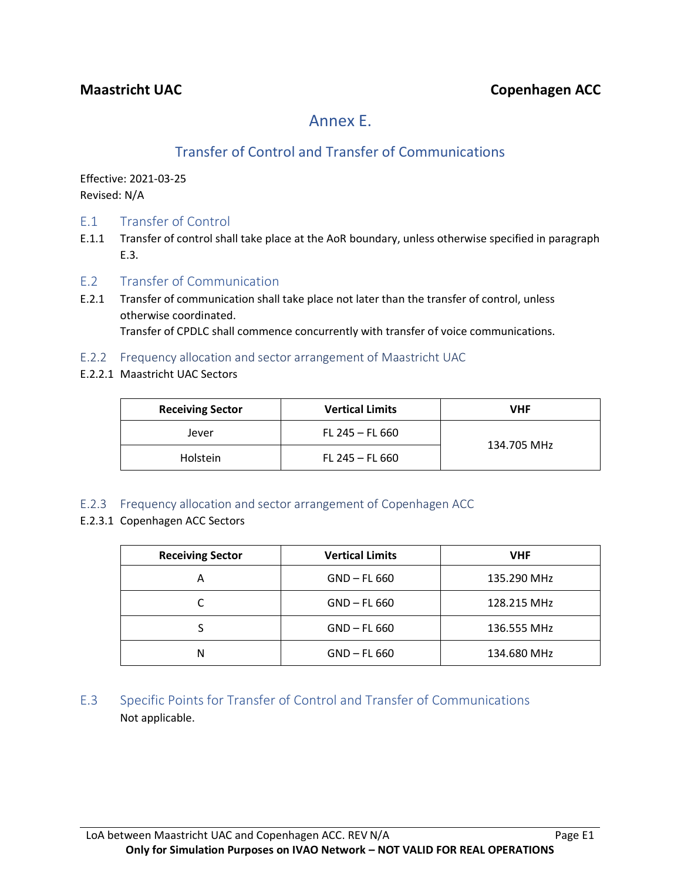**Maastricht UAC** **Copenhagen ACC**

# Annex E.

## Transfer of Control and Transfer of Communications

Effective: 2021-03-25
Revised: N/A

### E.1 Transfer of Control

E.1.1 Transfer of control shall take place at the AoR boundary, unless otherwise specified in paragraph E.3.

### E.2 Transfer of Communication

E.2.1 Transfer of communication shall take place not later than the transfer of control, unless otherwise coordinated.
Transfer of CPDLC shall commence concurrently with transfer of voice communications.

#### E.2.2 Frequency allocation and sector arrangement of Maastricht UAC

E.2.2.1 Maastricht UAC Sectors

| Receiving Sector | Vertical Limits | VHF |
|---|---|---|
| Jever | FL 245 – FL 660 | 134.705 MHz |
| Holstein | FL 245 – FL 660 | |

#### E.2.3 Frequency allocation and sector arrangement of Copenhagen ACC

E.2.3.1 Copenhagen ACC Sectors

| Receiving Sector | Vertical Limits | VHF |
|---|---|---|
| A | GND – FL 660 | 135.290 MHz |
| C | GND – FL 660 | 128.215 MHz |
| S | GND – FL 660 | 136.555 MHz |
| N | GND – FL 660 | 134.680 MHz |

### E.3 Specific Points for Transfer of Control and Transfer of Communications

Not applicable.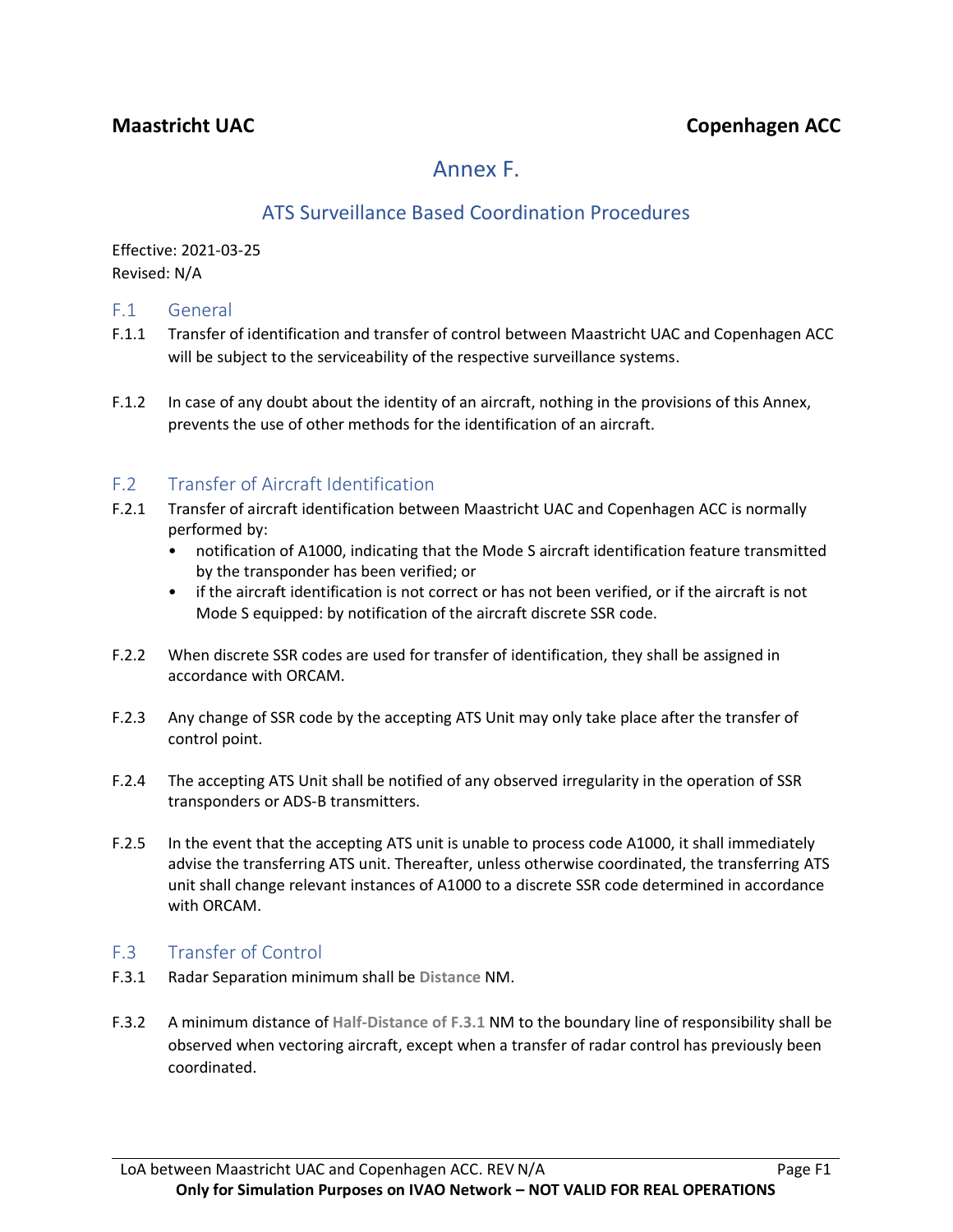**Maastricht UAC** **Copenhagen ACC**

# Annex F.

## ATS Surveillance Based Coordination Procedures

Effective: 2021-03-25
Revised: N/A

### F.1 General

F.1.1 Transfer of identification and transfer of control between Maastricht UAC and Copenhagen ACC will be subject to the serviceability of the respective surveillance systems.

F.1.2 In case of any doubt about the identity of an aircraft, nothing in the provisions of this Annex, prevents the use of other methods for the identification of an aircraft.

### F.2 Transfer of Aircraft Identification

F.2.1 Transfer of aircraft identification between Maastricht UAC and Copenhagen ACC is normally performed by:

- notification of A1000, indicating that the Mode S aircraft identification feature transmitted by the transponder has been verified; or
- if the aircraft identification is not correct or has not been verified, or if the aircraft is not Mode S equipped: by notification of the aircraft discrete SSR code.

F.2.2 When discrete SSR codes are used for transfer of identification, they shall be assigned in accordance with ORCAM.

F.2.3 Any change of SSR code by the accepting ATS Unit may only take place after the transfer of control point.

F.2.4 The accepting ATS Unit shall be notified of any observed irregularity in the operation of SSR transponders or ADS-B transmitters.

F.2.5 In the event that the accepting ATS unit is unable to process code A1000, it shall immediately advise the transferring ATS unit. Thereafter, unless otherwise coordinated, the transferring ATS unit shall change relevant instances of A1000 to a discrete SSR code determined in accordance with ORCAM.

### F.3 Transfer of Control

F.3.1 Radar Separation minimum shall be **Distance** NM.

F.3.2 A minimum distance of **Half-Distance of F.3.1** NM to the boundary line of responsibility shall be observed when vectoring aircraft, except when a transfer of radar control has previously been coordinated.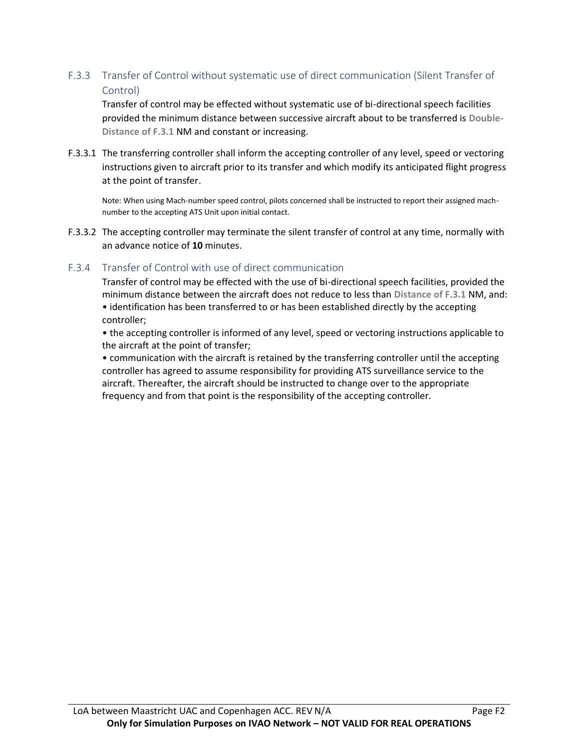### F.3.3 Transfer of Control without systematic use of direct communication (Silent Transfer of Control)

Transfer of control may be effected without systematic use of bi-directional speech facilities provided the minimum distance between successive aircraft about to be transferred is **Double-Distance of F.3.1** NM and constant or increasing.

F.3.3.1 The transferring controller shall inform the accepting controller of any level, speed or vectoring instructions given to aircraft prior to its transfer and which modify its anticipated flight progress at the point of transfer.

Note: When using Mach-number speed control, pilots concerned shall be instructed to report their assigned mach-number to the accepting ATS Unit upon initial contact.

F.3.3.2 The accepting controller may terminate the silent transfer of control at any time, normally with an advance notice of **10** minutes.

### F.3.4 Transfer of Control with use of direct communication

Transfer of control may be effected with the use of bi-directional speech facilities, provided the minimum distance between the aircraft does not reduce to less than **Distance of F.3.1** NM, and:

- identification has been transferred to or has been established directly by the accepting controller;
- the accepting controller is informed of any level, speed or vectoring instructions applicable to the aircraft at the point of transfer;
- communication with the aircraft is retained by the transferring controller until the accepting controller has agreed to assume responsibility for providing ATS surveillance service to the aircraft. Thereafter, the aircraft should be instructed to change over to the appropriate frequency and from that point is the responsibility of the accepting controller.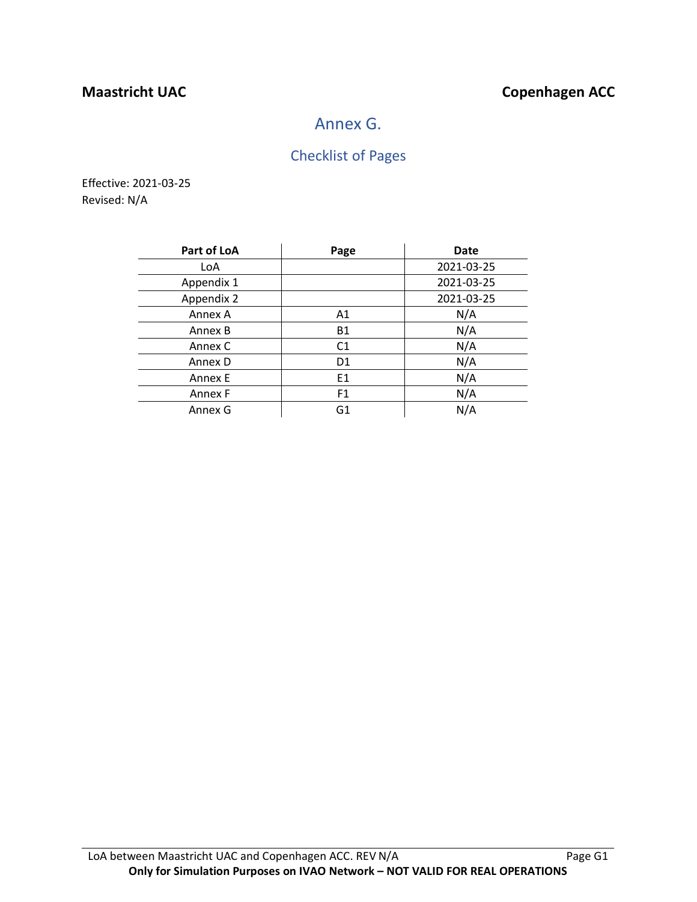**Maastricht UAC** **Copenhagen ACC**

# Annex G.

## Checklist of Pages

Effective: 2021-03-25
Revised: N/A

| Part of LoA | Page | Date |
|---|---|---|
| LoA | | 2021-03-25 |
| Appendix 1 | | 2021-03-25 |
| Appendix 2 | | 2021-03-25 |
| Annex A | A1 | N/A |
| Annex B | B1 | N/A |
| Annex C | C1 | N/A |
| Annex D | D1 | N/A |
| Annex E | E1 | N/A |
| Annex F | F1 | N/A |
| Annex G | G1 | N/A |